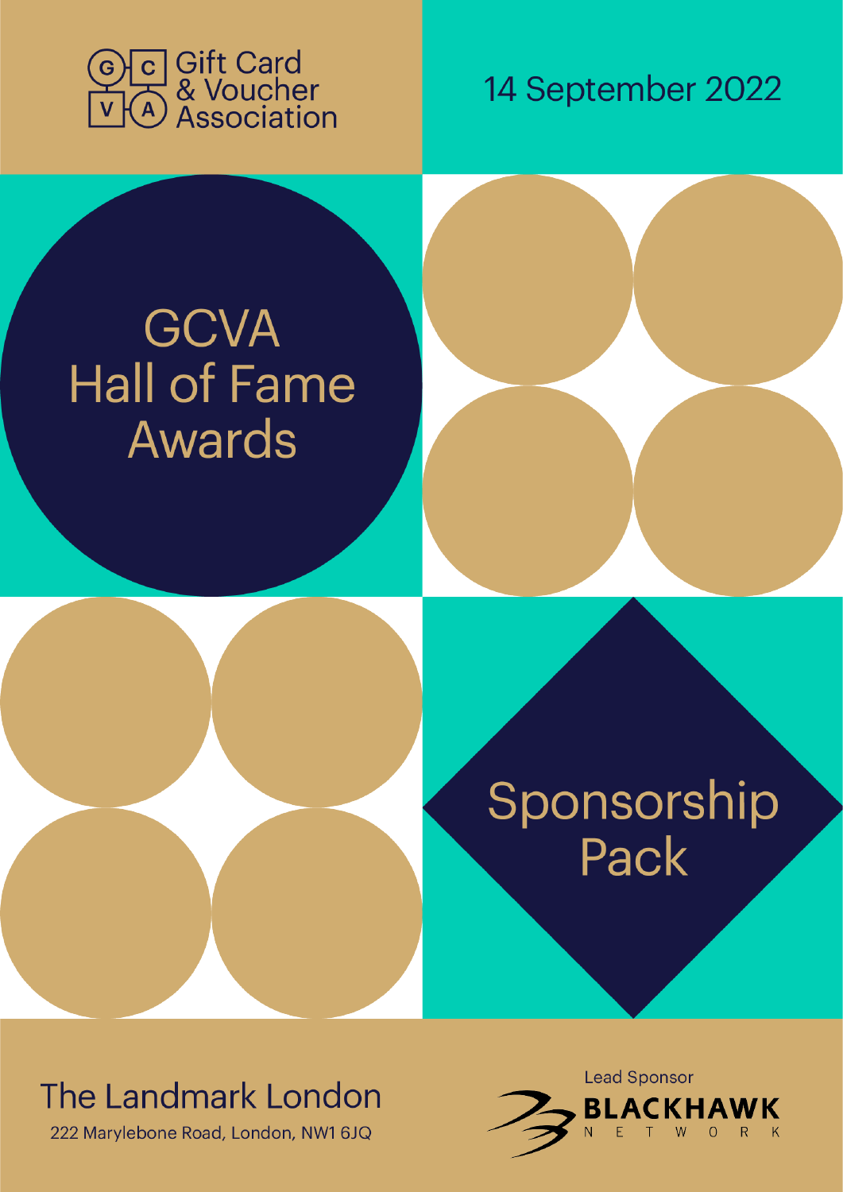Gift Card & Voucher Association

14 September 2022

# GCVA Hall of Fame Awards

## Sponsorship Pack

The Landmark London

222 Marylebone Road, London, NW1 6JQ

Lead Sponsor

BLACKHAWK NETWORK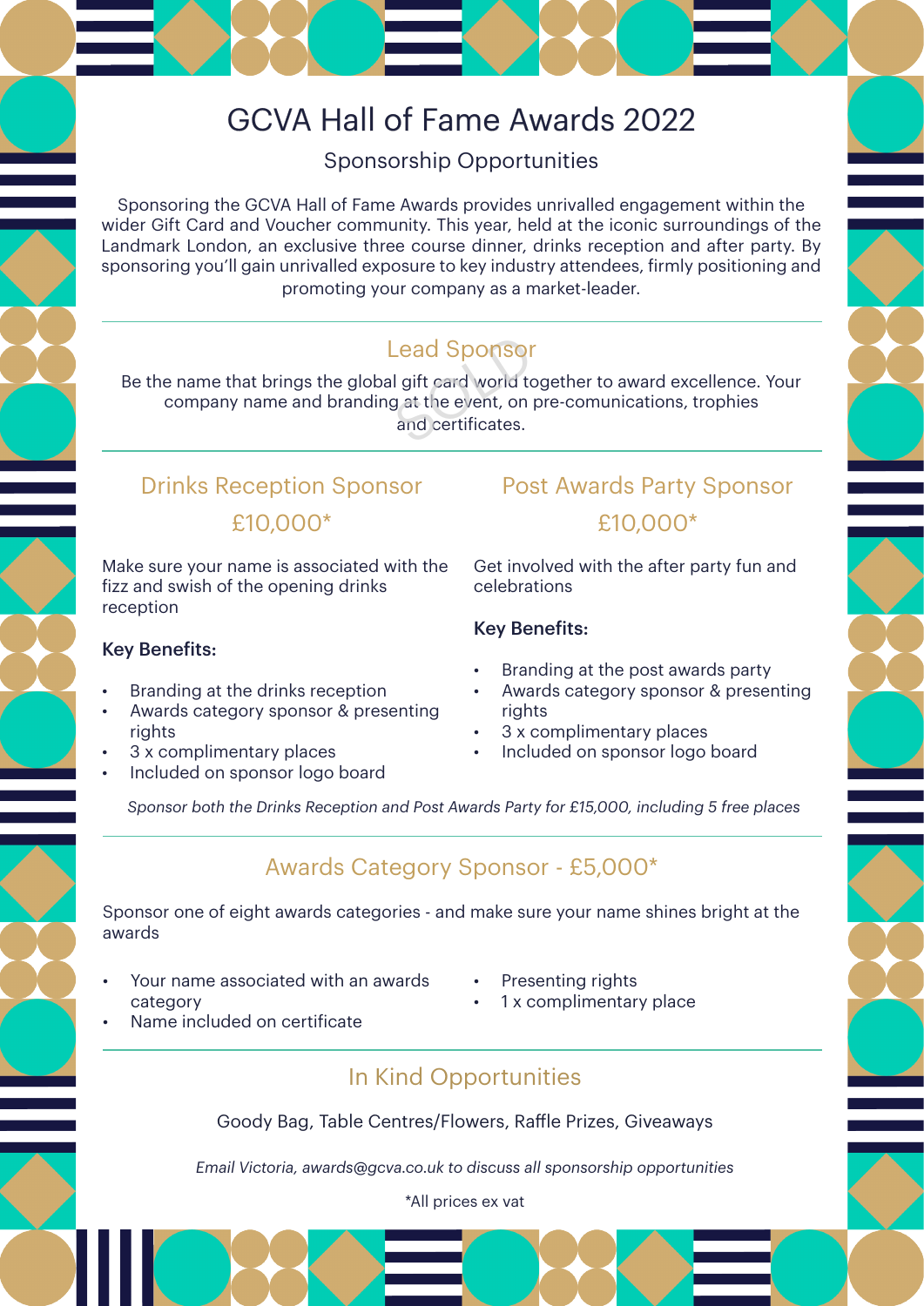# GCVA Hall of Fame Awards 2022

## Sponsorship Opportunities

Sponsoring the GCVA Hall of Fame Awards provides unrivalled engagement within the wider Gift Card and Voucher community. This year, held at the iconic surroundings of the Landmark London, an exclusive three course dinner, drinks reception and after party. By sponsoring you'll gain unrivalled exposure to key industry attendees, firmly positioning and promoting your company as a market-leader.

---

### Lead Sponsor

SOLD

Be the name that brings the global gift card world together to award excellence. Your company name and branding at the event, on pre-comunications, trophies and certificates.

---

### Drinks Reception Sponsor

£10,000*

Make sure your name is associated with the fizz and swish of the opening drinks reception

**Key Benefits:**

- Branding at the drinks reception
- Awards category sponsor & presenting rights
- 3 x complimentary places
- Included on sponsor logo board

### Post Awards Party Sponsor

£10,000*

Get involved with the after party fun and celebrations

**Key Benefits:**

- Branding at the post awards party
- Awards category sponsor & presenting rights
- 3 x complimentary places
- Included on sponsor logo board

*Sponsor both the Drinks Reception and Post Awards Party for £15,000, including 5 free places*

---

### Awards Category Sponsor - £5,000*

Sponsor one of eight awards categories - and make sure your name shines bright at the awards

- Your name associated with an awards category
- Name included on certificate
- Presenting rights
- 1 x complimentary place

---

### In Kind Opportunities

Goody Bag, Table Centres/Flowers, Raffle Prizes, Giveaways

*Email Victoria, awards@gcva.co.uk to discuss all sponsorship opportunities*

*All prices ex vat